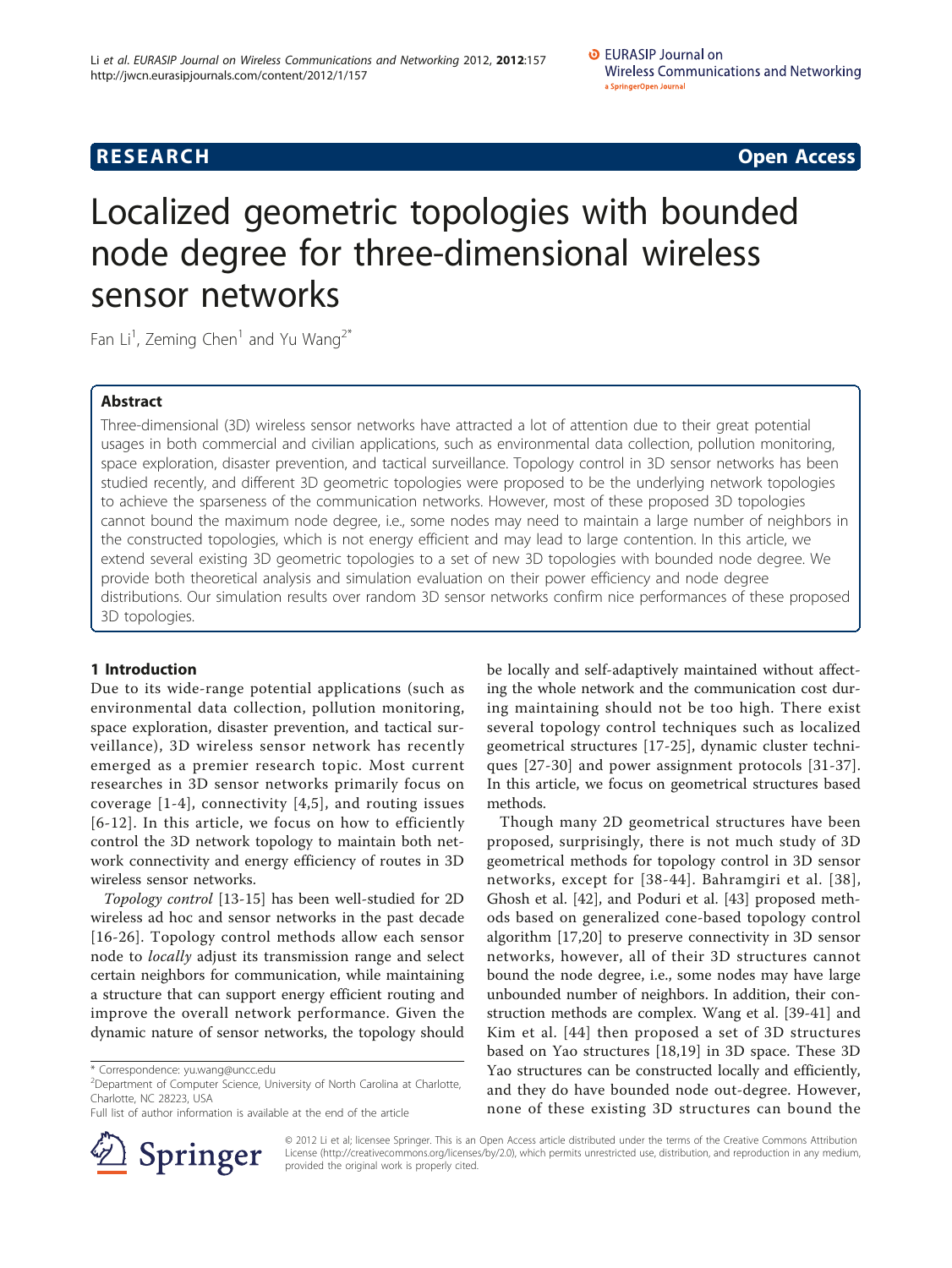**RESEARCH** **Open Access**

# Localized geometric topologies with bounded node degree for three-dimensional wireless sensor networks

Fan Li[1], Zeming Chen[1] and Yu Wang[2*]

## Abstract

Three-dimensional (3D) wireless sensor networks have attracted a lot of attention due to their great potential usages in both commercial and civilian applications, such as environmental data collection, pollution monitoring, space exploration, disaster prevention, and tactical surveillance. Topology control in 3D sensor networks has been studied recently, and different 3D geometric topologies were proposed to be the underlying network topologies to achieve the sparseness of the communication networks. However, most of these proposed 3D topologies cannot bound the maximum node degree, i.e., some nodes may need to maintain a large number of neighbors in the constructed topologies, which is not energy efficient and may lead to large contention. In this article, we extend several existing 3D geometric topologies to a set of new 3D topologies with bounded node degree. We provide both theoretical analysis and simulation evaluation on their power efficiency and node degree distributions. Our simulation results over random 3D sensor networks confirm nice performances of these proposed 3D topologies.

## 1 Introduction

Due to its wide-range potential applications (such as environmental data collection, pollution monitoring, space exploration, disaster prevention, and tactical surveillance), 3D wireless sensor network has recently emerged as a premier research topic. Most current researches in 3D sensor networks primarily focus on coverage [1-4], connectivity [4,5], and routing issues [6-12]. In this article, we focus on how to efficiently control the 3D network topology to maintain both network connectivity and energy efficiency of routes in 3D wireless sensor networks.

*Topology control* [13-15] has been well-studied for 2D wireless ad hoc and sensor networks in the past decade [16-26]. Topology control methods allow each sensor node to *locally* adjust its transmission range and select certain neighbors for communication, while maintaining a structure that can support energy efficient routing and improve the overall network performance. Given the dynamic nature of sensor networks, the topology should be locally and self-adaptively maintained without affecting the whole network and the communication cost during maintaining should not be too high. There exist several topology control techniques such as localized geometrical structures [17-25], dynamic cluster techniques [27-30] and power assignment protocols [31-37]. In this article, we focus on geometrical structures based methods.

Though many 2D geometrical structures have been proposed, surprisingly, there is not much study of 3D geometrical methods for topology control in 3D sensor networks, except for [38-44]. Bahramgiri et al. [38], Ghosh et al. [42], and Poduri et al. [43] proposed methods based on generalized cone-based topology control algorithm [17,20] to preserve connectivity in 3D sensor networks, however, all of their 3D structures cannot bound the node degree, i.e., some nodes may have large unbounded number of neighbors. In addition, their construction methods are complex. Wang et al. [39-41] and Kim et al. [44] then proposed a set of 3D structures based on Yao structures [18,19] in 3D space. These 3D Yao structures can be constructed locally and efficiently, and they do have bounded node out-degree. However, none of these existing 3D structures can bound the

\* Correspondence: yu.wang@uncc.edu
[2]Department of Computer Science, University of North Carolina at Charlotte, Charlotte, NC 28223, USA
Full list of author information is available at the end of the article

© 2012 Li et al; licensee Springer. This is an Open Access article distributed under the terms of the Creative Commons Attribution License (http://creativecommons.org/licenses/by/2.0), which permits unrestricted use, distribution, and reproduction in any medium, provided the original work is properly cited.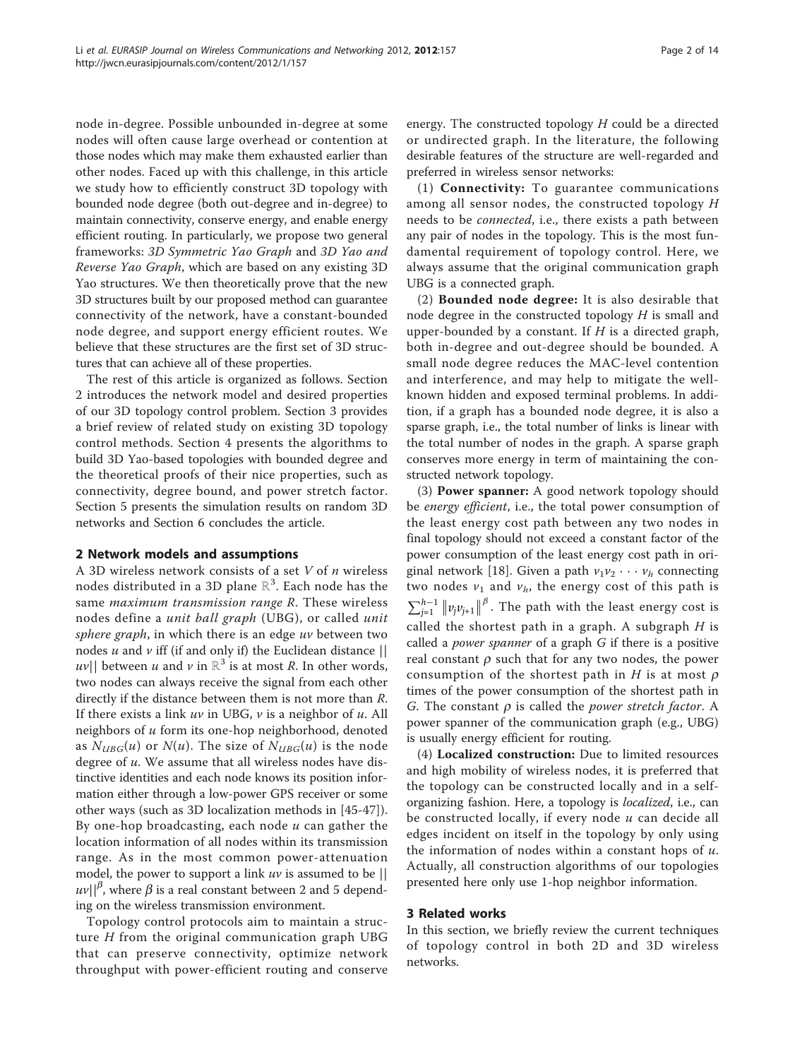node in-degree. Possible unbounded in-degree at some nodes will often cause large overhead or contention at those nodes which may make them exhausted earlier than other nodes. Faced up with this challenge, in this article we study how to efficiently construct 3D topology with bounded node degree (both out-degree and in-degree) to maintain connectivity, conserve energy, and enable energy efficient routing. In particularly, we propose two general frameworks: *3D Symmetric Yao Graph* and *3D Yao and Reverse Yao Graph*, which are based on any existing 3D Yao structures. We then theoretically prove that the new 3D structures built by our proposed method can guarantee connectivity of the network, have a constant-bounded node degree, and support energy efficient routes. We believe that these structures are the first set of 3D structures that can achieve all of these properties.

The rest of this article is organized as follows. Section 2 introduces the network model and desired properties of our 3D topology control problem. Section 3 provides a brief review of related study on existing 3D topology control methods. Section 4 presents the algorithms to build 3D Yao-based topologies with bounded degree and the theoretical proofs of their nice properties, such as connectivity, degree bound, and power stretch factor. Section 5 presents the simulation results on random 3D networks and Section 6 concludes the article.

## 2 Network models and assumptions

A 3D wireless network consists of a set $V$ of $n$ wireless nodes distributed in a 3D plane $\mathbb{R}^3$. Each node has the same *maximum transmission range* $R$. These wireless nodes define a *unit ball graph* (UBG), or called *unit sphere graph*, in which there is an edge $uv$ between two nodes $u$ and $v$ iff (if and only if) the Euclidean distance $\|uv\|$ between $u$ and $v$ in $\mathbb{R}^3$ is at most $R$. In other words, two nodes can always receive the signal from each other directly if the distance between them is not more than $R$. If there exists a link $uv$ in UBG, $v$ is a neighbor of $u$. All neighbors of $u$ form its one-hop neighborhood, denoted as $N_{UBG}(u)$ or $N(u)$. The size of $N_{UBG}(u)$ is the node degree of $u$. We assume that all wireless nodes have distinctive identities and each node knows its position information either through a low-power GPS receiver or some other ways (such as 3D localization methods in [45-47]). By one-hop broadcasting, each node $u$ can gather the location information of all nodes within its transmission range. As in the most common power-attenuation model, the power to support a link $uv$ is assumed to be $\|uv\|^\beta$, where $\beta$ is a real constant between 2 and 5 depending on the wireless transmission environment.

Topology control protocols aim to maintain a structure $H$ from the original communication graph UBG that can preserve connectivity, optimize network throughput with power-efficient routing and conserve energy. The constructed topology $H$ could be a directed or undirected graph. In the literature, the following desirable features of the structure are well-regarded and preferred in wireless sensor networks:

(1) **Connectivity:** To guarantee communications among all sensor nodes, the constructed topology $H$ needs to be *connected*, i.e., there exists a path between any pair of nodes in the topology. This is the most fundamental requirement of topology control. Here, we always assume that the original communication graph UBG is a connected graph.

(2) **Bounded node degree:** It is also desirable that node degree in the constructed topology $H$ is small and upper-bounded by a constant. If $H$ is a directed graph, both in-degree and out-degree should be bounded. A small node degree reduces the MAC-level contention and interference, and may help to mitigate the well-known hidden and exposed terminal problems. In addition, if a graph has a bounded node degree, it is also a sparse graph, i.e., the total number of links is linear with the total number of nodes in the graph. A sparse graph conserves more energy in term of maintaining the constructed network topology.

(3) **Power spanner:** A good network topology should be *energy efficient*, i.e., the total power consumption of the least energy cost path between any two nodes in final topology should not exceed a constant factor of the power consumption of the least energy cost path in original network [18]. Given a path $v_1 v_2 \cdots v_h$ connecting two nodes $v_1$ and $v_h$, the energy cost of this path is $\sum_{j=1}^{h-1} \|v_j v_{j+1}\|^\beta$. The path with the least energy cost is called the shortest path in a graph. A subgraph $H$ is called a *power spanner* of a graph $G$ if there is a positive real constant $\rho$ such that for any two nodes, the power consumption of the shortest path in $H$ is at most $\rho$ times of the power consumption of the shortest path in $G$. The constant $\rho$ is called the *power stretch factor*. A power spanner of the communication graph (e.g., UBG) is usually energy efficient for routing.

(4) **Localized construction:** Due to limited resources and high mobility of wireless nodes, it is preferred that the topology can be constructed locally and in a self-organizing fashion. Here, a topology is *localized*, i.e., can be constructed locally, if every node $u$ can decide all edges incident on itself in the topology by only using the information of nodes within a constant hops of $u$. Actually, all construction algorithms of our topologies presented here only use 1-hop neighbor information.

## 3 Related works

In this section, we briefly review the current techniques of topology control in both 2D and 3D wireless networks.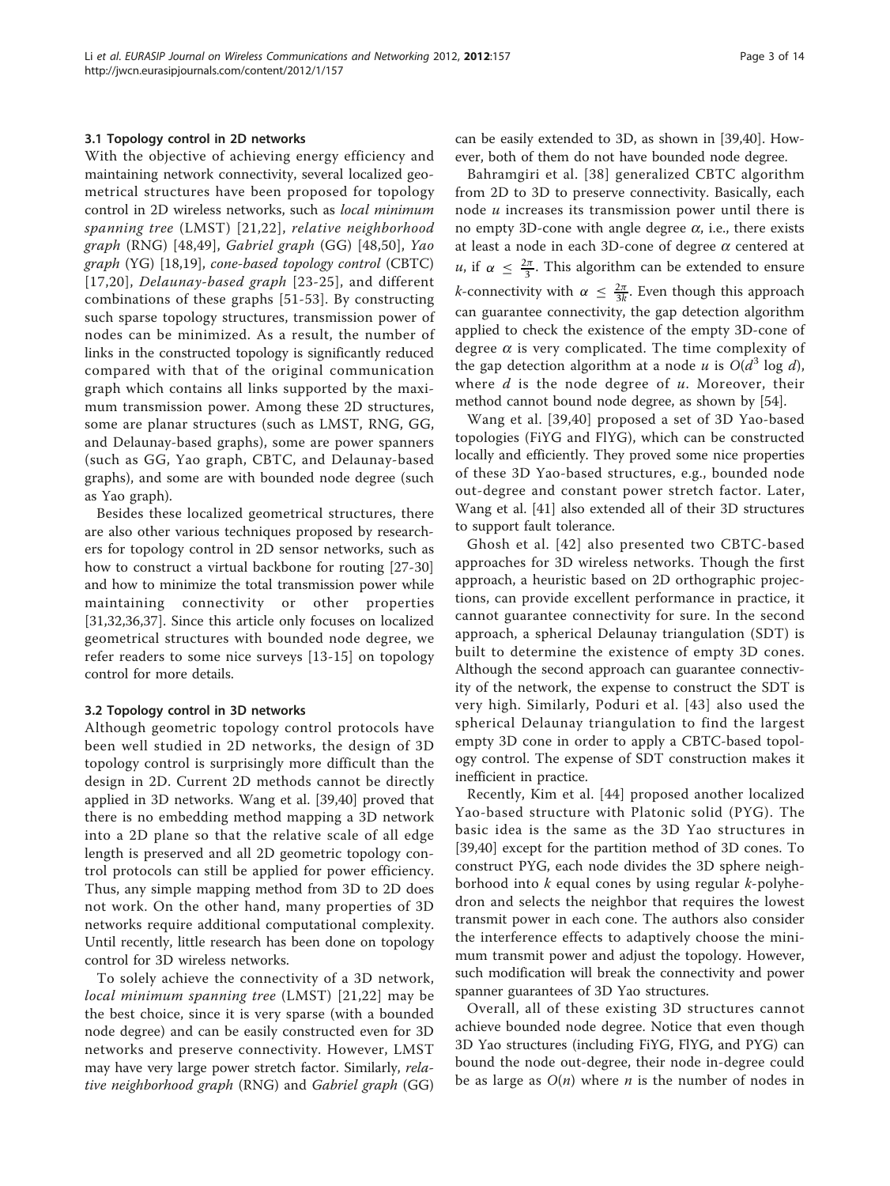### 3.1 Topology control in 2D networks

With the objective of achieving energy efficiency and maintaining network connectivity, several localized geometrical structures have been proposed for topology control in 2D wireless networks, such as *local minimum spanning tree* (LMST) [21,22], *relative neighborhood graph* (RNG) [48,49], *Gabriel graph* (GG) [48,50], *Yao graph* (YG) [18,19], *cone-based topology control* (CBTC) [17,20], *Delaunay-based graph* [23-25], and different combinations of these graphs [51-53]. By constructing such sparse topology structures, transmission power of nodes can be minimized. As a result, the number of links in the constructed topology is significantly reduced compared with that of the original communication graph which contains all links supported by the maximum transmission power. Among these 2D structures, some are planar structures (such as LMST, RNG, GG, and Delaunay-based graphs), some are power spanners (such as GG, Yao graph, CBTC, and Delaunay-based graphs), and some are with bounded node degree (such as Yao graph).

Besides these localized geometrical structures, there are also other various techniques proposed by researchers for topology control in 2D sensor networks, such as how to construct a virtual backbone for routing [27-30] and how to minimize the total transmission power while maintaining connectivity or other properties [31,32,36,37]. Since this article only focuses on localized geometrical structures with bounded node degree, we refer readers to some nice surveys [13-15] on topology control for more details.

### 3.2 Topology control in 3D networks

Although geometric topology control protocols have been well studied in 2D networks, the design of 3D topology control is surprisingly more difficult than the design in 2D. Current 2D methods cannot be directly applied in 3D networks. Wang et al. [39,40] proved that there is no embedding method mapping a 3D network into a 2D plane so that the relative scale of all edge length is preserved and all 2D geometric topology control protocols can still be applied for power efficiency. Thus, any simple mapping method from 3D to 2D does not work. On the other hand, many properties of 3D networks require additional computational complexity. Until recently, little research has been done on topology control for 3D wireless networks.

To solely achieve the connectivity of a 3D network, *local minimum spanning tree* (LMST) [21,22] may be the best choice, since it is very sparse (with a bounded node degree) and can be easily constructed even for 3D networks and preserve connectivity. However, LMST may have very large power stretch factor. Similarly, *relative neighborhood graph* (RNG) and *Gabriel graph* (GG) can be easily extended to 3D, as shown in [39,40]. However, both of them do not have bounded node degree.

Bahramgiri et al. [38] generalized CBTC algorithm from 2D to 3D to preserve connectivity. Basically, each node $u$ increases its transmission power until there is no empty 3D-cone with angle degree $\alpha$, i.e., there exists at least a node in each 3D-cone of degree $\alpha$ centered at $u$, if $\alpha \leq \frac{2\pi}{3}$. This algorithm can be extended to ensure $k$-connectivity with $\alpha \leq \frac{2\pi}{3k}$. Even though this approach can guarantee connectivity, the gap detection algorithm applied to check the existence of the empty 3D-cone of degree $\alpha$ is very complicated. The time complexity of the gap detection algorithm at a node $u$ is $O(d^3 \log d)$, where $d$ is the node degree of $u$. Moreover, their method cannot bound node degree, as shown by [54].

Wang et al. [39,40] proposed a set of 3D Yao-based topologies (FiYG and FlYG), which can be constructed locally and efficiently. They proved some nice properties of these 3D Yao-based structures, e.g., bounded node out-degree and constant power stretch factor. Later, Wang et al. [41] also extended all of their 3D structures to support fault tolerance.

Ghosh et al. [42] also presented two CBTC-based approaches for 3D wireless networks. Though the first approach, a heuristic based on 2D orthographic projections, can provide excellent performance in practice, it cannot guarantee connectivity for sure. In the second approach, a spherical Delaunay triangulation (SDT) is built to determine the existence of empty 3D cones. Although the second approach can guarantee connectivity of the network, the expense to construct the SDT is very high. Similarly, Poduri et al. [43] also used the spherical Delaunay triangulation to find the largest empty 3D cone in order to apply a CBTC-based topology control. The expense of SDT construction makes it inefficient in practice.

Recently, Kim et al. [44] proposed another localized Yao-based structure with Platonic solid (PYG). The basic idea is the same as the 3D Yao structures in [39,40] except for the partition method of 3D cones. To construct PYG, each node divides the 3D sphere neighborhood into $k$ equal cones by using regular $k$-polyhedron and selects the neighbor that requires the lowest transmit power in each cone. The authors also consider the interference effects to adaptively choose the minimum transmit power and adjust the topology. However, such modification will break the connectivity and power spanner guarantees of 3D Yao structures.

Overall, all of these existing 3D structures cannot achieve bounded node degree. Notice that even though 3D Yao structures (including FiYG, FlYG, and PYG) can bound the node out-degree, their node in-degree could be as large as $O(n)$ where $n$ is the number of nodes in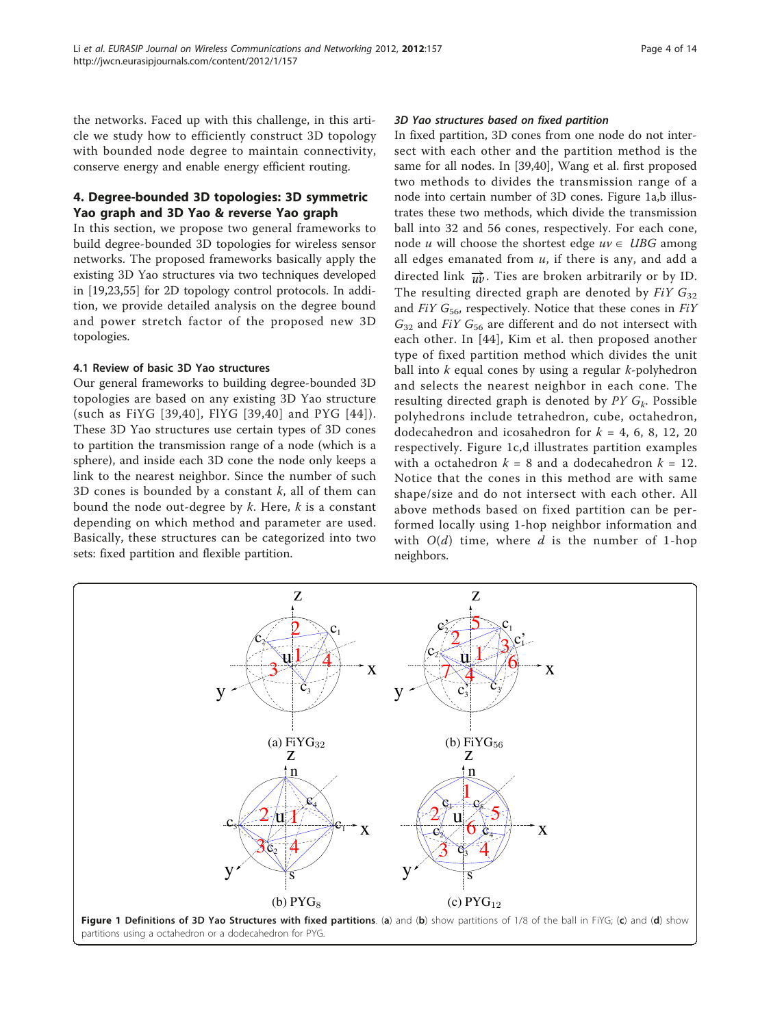the networks. Faced up with this challenge, in this article we study how to efficiently construct 3D topology with bounded node degree to maintain connectivity, conserve energy and enable energy efficient routing.

## 4. Degree-bounded 3D topologies: 3D symmetric Yao graph and 3D Yao & reverse Yao graph

In this section, we propose two general frameworks to build degree-bounded 3D topologies for wireless sensor networks. The proposed frameworks basically apply the existing 3D Yao structures via two techniques developed in [19,23,55] for 2D topology control protocols. In addition, we provide detailed analysis on the degree bound and power stretch factor of the proposed new 3D topologies.

### 4.1 Review of basic 3D Yao structures

Our general frameworks to building degree-bounded 3D topologies are based on any existing 3D Yao structure (such as FiYG [39,40], FlYG [39,40] and PYG [44]). These 3D Yao structures use certain types of 3D cones to partition the transmission range of a node (which is a sphere), and inside each 3D cone the node only keeps a link to the nearest neighbor. Since the number of such 3D cones is bounded by a constant $k$, all of them can bound the node out-degree by $k$. Here, $k$ is a constant depending on which method and parameter are used. Basically, these structures can be categorized into two sets: fixed partition and flexible partition.

#### *3D Yao structures based on fixed partition*

In fixed partition, 3D cones from one node do not intersect with each other and the partition method is the same for all nodes. In [39,40], Wang et al. first proposed two methods to divides the transmission range of a node into certain number of 3D cones. Figure 1a,b illustrates these two methods, which divide the transmission ball into 32 and 56 cones, respectively. For each cone, node $u$ will choose the shortest edge $uv \in UBG$ among all edges emanated from $u$, if there is any, and add a directed link $\overrightarrow{uv}$. Ties are broken arbitrarily or by ID. The resulting directed graph are denoted by $FiYG_{32}$ and $FiYG_{56}$, respectively. Notice that these cones in $FiYG_{32}$ and $FiYG_{56}$ are different and do not intersect with each other. In [44], Kim et al. then proposed another type of fixed partition method which divides the unit ball into $k$ equal cones by using a regular $k$-polyhedron and selects the nearest neighbor in each cone. The resulting directed graph is denoted by $PYG_k$. Possible polyhedrons include tetrahedron, cube, octahedron, dodecahedron and icosahedron for $k$ = 4, 6, 8, 12, 20 respectively. Figure 1c,d illustrates partition examples with a octahedron $k$ = 8 and a dodecahedron $k$ = 12. Notice that the cones in this method are with same shape/size and do not intersect with each other. All above methods based on fixed partition can be performed locally using 1-hop neighbor information and with $O(d)$ time, where $d$ is the number of 1-hop neighbors.

**Figure 1 Definitions of 3D Yao Structures with fixed partitions.** (**a**) and (**b**) show partitions of 1/8 of the ball in FiYG; (**c**) and (**d**) show partitions using a octahedron or a dodecahedron for PYG.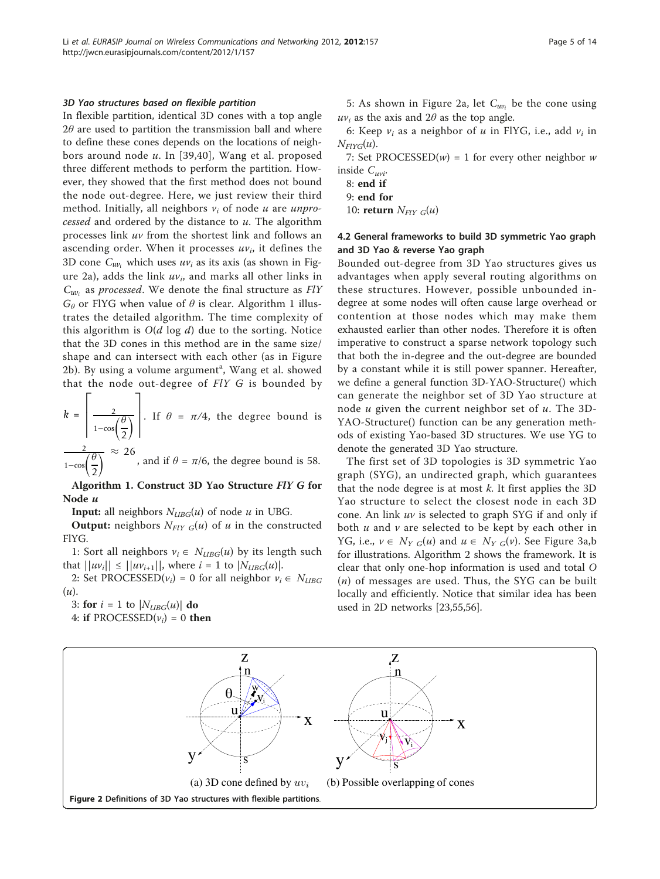### 3D Yao structures based on flexible partition

In flexible partition, identical 3D cones with a top angle $2\theta$ are used to partition the transmission ball and where to define these cones depends on the locations of neighbors around node $u$. In [39,40], Wang et al. proposed three different methods to perform the partition. However, they showed that the first method does not bound the node out-degree. Here, we just review their third method. Initially, all neighbors $v_i$ of node $u$ are *unprocessed* and ordered by the distance to $u$. The algorithm processes link $uv$ from the shortest link and follows an ascending order. When it processes $uv_i$, it defines the 3D cone $C_{uv_i}$ which uses $uv_i$ as its axis (as shown in Figure 2a), adds the link $uv_i$, and marks all other links in $C_{uv_i}$ as *processed*. We denote the final structure as *FlY* $G_\theta$ or FlYG when value of $\theta$ is clear. Algorithm 1 illustrates the detailed algorithm. The time complexity of this algorithm is $O(d \log d)$ due to the sorting. Notice that the 3D cones in this method are in the same size/shape and can intersect with each other (as in Figure 2b). By using a volume argument[a], Wang et al. showed that the node out-degree of *FlY G* is bounded by $k = \left\lceil \frac{2}{1-\cos\left(\frac{\theta}{2}\right)} \right\rceil$. If $\theta = \pi/4$, the degree bound is $\frac{2}{1-\cos\left(\frac{\theta}{2}\right)} \approx 26$, and if $\theta = \pi/6$, the degree bound is 58.

**Algorithm 1. Construct 3D Yao Structure *FlY G* for Node *u***

**Input:** all neighbors $N_{UBG}(u)$ of node $u$ in UBG.

**Output:** neighbors $N_{FlY\ G}(u)$ of $u$ in the constructed FlYG.

1: Sort all neighbors $v_i \in N_{UBG}(u)$ by its length such that $||uv_i|| \leq ||uv_{i+1}||$, where $i = 1$ to $|N_{UBG}(u)|$.

2: Set PROCESSED($v_i$) = 0 for all neighbor $v_i \in N_{UBG}(u)$.

3: **for** $i = 1$ to $|N_{UBG}(u)|$ **do**

4: **if** PROCESSED($v_i$) = 0 **then**

5: As shown in Figure 2a, let $C_{uv_i}$ be the cone using $uv_i$ as the axis and $2\theta$ as the top angle.

6: Keep $v_i$ as a neighbor of $u$ in FlYG, i.e., add $v_i$ in $N_{FlYG}(u)$.

7: Set PROCESSED($w$) = 1 for every other neighbor $w$ inside $C_{uvi}$.

8: **end if**

9: **end for**

10: **return** $N_{FlY\ G}(u)$

### 4.2 General frameworks to build 3D symmetric Yao graph and 3D Yao & reverse Yao graph

Bounded out-degree from 3D Yao structures gives us advantages when apply several routing algorithms on these structures. However, possible unbounded in-degree at some nodes will often cause large overhead or contention at those nodes which may make them exhausted earlier than other nodes. Therefore it is often imperative to construct a sparse network topology such that both the in-degree and the out-degree are bounded by a constant while it is still power spanner. Hereafter, we define a general function 3D-YAO-Structure() which can generate the neighbor set of 3D Yao structure at node $u$ given the current neighbor set of $u$. The 3D-YAO-Structure() function can be any generation methods of existing Yao-based 3D structures. We use YG to denote the generated 3D Yao structure.

The first set of 3D topologies is 3D symmetric Yao graph (SYG), an undirected graph, which guarantees that the node degree is at most $k$. It first applies the 3D Yao structure to select the closest node in each 3D cone. An link $uv$ is selected to graph SYG if and only if both $u$ and $v$ are selected to be kept by each other in YG, i.e., $v \in N_{Y\ G}(u)$ and $u \in N_{Y\ G}(v)$. See Figure 3a,b for illustrations. Algorithm 2 shows the framework. It is clear that only one-hop information is used and total $O(n)$ of messages are used. Thus, the SYG can be built locally and efficiently. Notice that similar idea has been used in 2D networks [23,55,56].

(a) 3D cone defined by $uv_i$ (b) Possible overlapping of cones

**Figure 2** Definitions of 3D Yao structures with flexible partitions.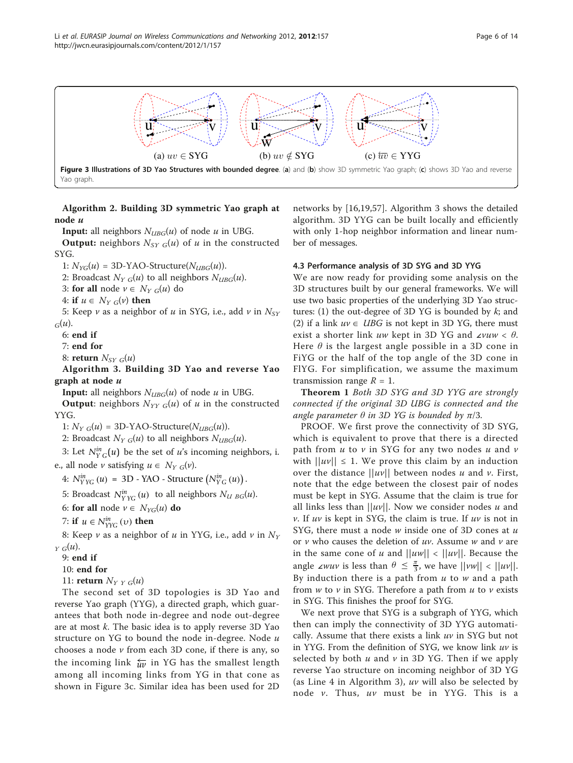(a) $uv \in$ SYG (b) $uv \notin$ SYG (c) $\overleftarrow{uv} \in$ YYG

**Figure 3 Illustrations of 3D Yao Structures with bounded degree**. (**a**) and (**b**) show 3D symmetric Yao graph; (**c**) shows 3D Yao and reverse Yao graph.

**Algorithm 2. Building 3D symmetric Yao graph at node *u***

**Input:** all neighbors $N_{UBG}(u)$ of node $u$ in UBG.

**Output:** neighbors $N_{SYG}(u)$ of $u$ in the constructed SYG.

1: $N_{YG}(u)$ = 3D-YAO-Structure($N_{UBG}(u)$).

2: Broadcast $N_{YG}(u)$ to all neighbors $N_{UBG}(u)$.

3: **for all** node $v \in N_{YG}(u)$ do

4: **if** $u \in N_{YG}(v)$ **then**

5: Keep $v$ as a neighbor of $u$ in SYG, i.e., add $v$ in $N_{SYG}(u)$.

6: **end if**

7: **end for**

8: **return** $N_{SYG}(u)$

**Algorithm 3. Building 3D Yao and reverse Yao graph at node *u***

**Input:** all neighbors $N_{UBG}(u)$ of node $u$ in UBG.

**Output**: neighbors $N_{YYG}(u)$ of $u$ in the constructed YYG.

1: $N_{YG}(u)$ = 3D-YAO-Structure($N_{UBG}(u)$).

2: Broadcast $N_{YG}(u)$ to all neighbors $N_{UBG}(u)$.

3: Let $N^{in}_{YG}(u)$ be the set of $u$'s incoming neighbors, i.e., all node $v$ satisfying $u \in N_{YG}(v)$.

4: $N^{in}_{YYG}(u)$ = 3D - YAO - Structure $(N^{in}_{YG}(u))$.

5: Broadcast $N^{in}_{YYG}(u)$ to all neighbors $N_{UBG}(u)$.

6: **for all** node $v \in N_{YG}(u)$ **do**

7: **if** $u \in N^{in}_{YYG}(v)$ **then**

8: Keep $v$ as a neighbor of $u$ in YYG, i.e., add $v$ in $N_{YYG}(u)$.

9: **end if**

10: **end for**

11: **return** $N_{YYG}(u)$

The second set of 3D topologies is 3D Yao and reverse Yao graph (YYG), a directed graph, which guarantees that both node in-degree and node out-degree are at most $k$. The basic idea is to apply reverse 3D Yao structure on YG to bound the node in-degree. Node $u$ chooses a node $v$ from each 3D cone, if there is any, so the incoming link $\overleftarrow{uv}$ in YG has the smallest length among all incoming links from YG in that cone as shown in Figure 3c. Similar idea has been used for 2D networks by [16,19,57]. Algorithm 3 shows the detailed algorithm. 3D YYG can be built locally and efficiently with only 1-hop neighbor information and linear number of messages.

### 4.3 Performance analysis of 3D SYG and 3D YYG

We are now ready for providing some analysis on the 3D structures built by our general frameworks. We will use two basic properties of the underlying 3D Yao structures: (1) the out-degree of 3D YG is bounded by $k$; and (2) if a link $uv \in UBG$ is not kept in 3D YG, there must exist a shorter link $uw$ kept in 3D YG and $\angle vuw < \theta$. Here $\theta$ is the largest angle possible in a 3D cone in FiYG or the half of the top angle of the 3D cone in FlYG. For simplification, we assume the maximum transmission range $R = 1$.

**Theorem 1** *Both 3D SYG and 3D YYG are strongly connected if the original 3D UBG is connected and the angle parameter $\theta$ in 3D YG is bounded by $\pi/3$.*

PROOF. We first prove the connectivity of 3D SYG, which is equivalent to prove that there is a directed path from $u$ to $v$ in SYG for any two nodes $u$ and $v$ with $||uv|| \leq 1$. We prove this claim by an induction over the distance $||uv||$ between nodes $u$ and $v$. First, note that the edge between the closest pair of nodes must be kept in SYG. Assume that the claim is true for all links less than $||uv||$. Now we consider nodes $u$ and $v$. If $uv$ is kept in SYG, the claim is true. If $uv$ is not in SYG, there must a node $w$ inside one of 3D cones at $u$ or $v$ who causes the deletion of $uv$. Assume $w$ and $v$ are in the same cone of $u$ and $||uw|| < ||uv||$. Because the angle $\angle wuv$ is less than $\theta \leq \frac{\pi}{3}$, we have $||vw|| < ||uv||$. By induction there is a path from $u$ to $w$ and a path from $w$ to $v$ in SYG. Therefore a path from $u$ to $v$ exists in SYG. This finishes the proof for SYG.

We next prove that SYG is a subgraph of YYG, which then can imply the connectivity of 3D YYG automatically. Assume that there exists a link $uv$ in SYG but not in YYG. From the definition of SYG, we know link $uv$ is selected by both $u$ and $v$ in 3D YG. Then if we apply reverse Yao structure on incoming neighbor of 3D YG (as Line 4 in Algorithm 3), $uv$ will also be selected by node $v$. Thus, $uv$ must be in YYG. This is a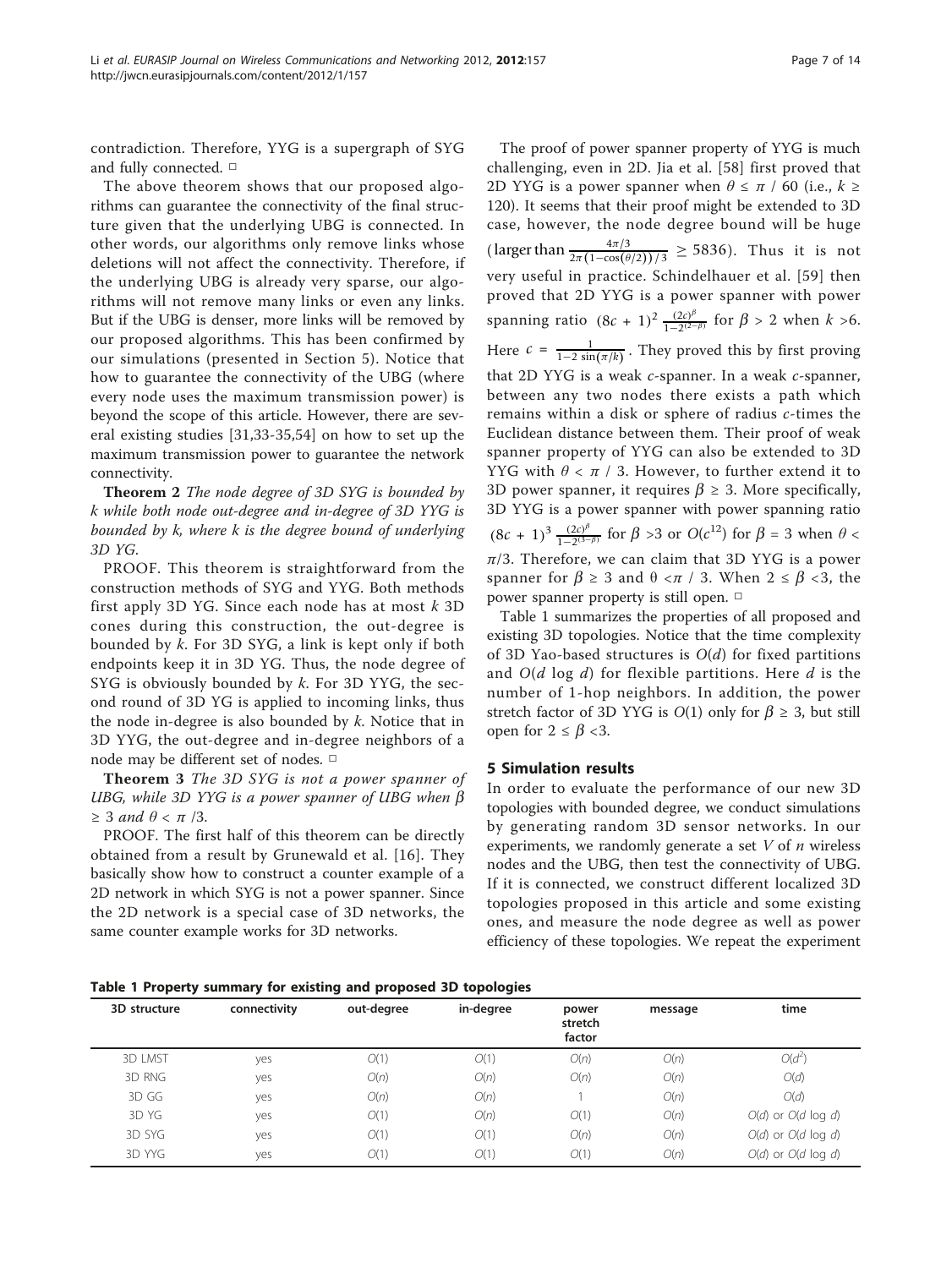contradiction. Therefore, YYG is a supergraph of SYG and fully connected. □

The above theorem shows that our proposed algorithms can guarantee the connectivity of the final structure given that the underlying UBG is connected. In other words, our algorithms only remove links whose deletions will not affect the connectivity. Therefore, if the underlying UBG is already very sparse, our algorithms will not remove many links or even any links. But if the UBG is denser, more links will be removed by our proposed algorithms. This has been confirmed by our simulations (presented in Section 5). Notice that how to guarantee the connectivity of the UBG (where every node uses the maximum transmission power) is beyond the scope of this article. However, there are several existing studies [31,33-35,54] on how to set up the maximum transmission power to guarantee the network connectivity.

**Theorem 2** *The node degree of 3D SYG is bounded by k while both node out-degree and in-degree of 3D YYG is bounded by k, where k is the degree bound of underlying 3D YG.*

PROOF. This theorem is straightforward from the construction methods of SYG and YYG. Both methods first apply 3D YG. Since each node has at most $k$ 3D cones during this construction, the out-degree is bounded by $k$. For 3D SYG, a link is kept only if both endpoints keep it in 3D YG. Thus, the node degree of SYG is obviously bounded by $k$. For 3D YYG, the second round of 3D YG is applied to incoming links, thus the node in-degree is also bounded by $k$. Notice that in 3D YYG, the out-degree and in-degree neighbors of a node may be different set of nodes. □

**Theorem 3** *The 3D SYG is not a power spanner of UBG, while 3D YYG is a power spanner of UBG when $\beta \geq 3$ and $\theta < \pi/3$.*

PROOF. The first half of this theorem can be directly obtained from a result by Grunewald et al. [16]. They basically show how to construct a counter example of a 2D network in which SYG is not a power spanner. Since the 2D network is a special case of 3D networks, the same counter example works for 3D networks.

The proof of power spanner property of YYG is much challenging, even in 2D. Jia et al. [58] first proved that 2D YYG is a power spanner when $\theta \leq \pi / 60$ (i.e., $k \geq 120$). It seems that their proof might be extended to 3D case, however, the node degree bound will be huge (larger than $\frac{4\pi/3}{2\pi(1-\cos(\theta/2))/3} \geq 5836$). Thus it is not very useful in practice. Schindelhauer et al. [59] then proved that 2D YYG is a power spanner with power spanning ratio $(8c+1)^2 \frac{(2c)^\beta}{1-2^{(2-\beta)}}$ for $\beta > 2$ when $k > 6$. Here $c = \frac{1}{1-2\sin(\pi/k)}$. They proved this by first proving that 2D YYG is a weak $c$-spanner. In a weak $c$-spanner, between any two nodes there exists a path which remains within a disk or sphere of radius $c$-times the Euclidean distance between them. Their proof of weak spanner property of YYG can also be extended to 3D YYG with $\theta < \pi / 3$. However, to further extend it to 3D power spanner, it requires $\beta \geq 3$. More specifically, 3D YYG is a power spanner with power spanning ratio $(8c+1)^3 \frac{(2c)^\beta}{1-2^{(3-\beta)}}$ for $\beta > 3$ or $O(c^{12})$ for $\beta = 3$ when $\theta < \pi/3$. Therefore, we can claim that 3D YYG is a power spanner for $\beta \geq 3$ and $\theta < \pi / 3$. When $2 \leq \beta < 3$, the power spanner property is still open. □

Table 1 summarizes the properties of all proposed and existing 3D topologies. Notice that the time complexity of 3D Yao-based structures is $O(d)$ for fixed partitions and $O(d \log d)$ for flexible partitions. Here $d$ is the number of 1-hop neighbors. In addition, the power stretch factor of 3D YYG is $O(1)$ only for $\beta \geq 3$, but still open for $2 \leq \beta < 3$.

## 5 Simulation results

In order to evaluate the performance of our new 3D topologies with bounded degree, we conduct simulations by generating random 3D sensor networks. In our experiments, we randomly generate a set $V$ of $n$ wireless nodes and the UBG, then test the connectivity of UBG. If it is connected, we construct different localized 3D topologies proposed in this article and some existing ones, and measure the node degree as well as power efficiency of these topologies. We repeat the experiment

**Table 1 Property summary for existing and proposed 3D topologies**

| 3D structure | connectivity | out-degree | in-degree | power stretch factor | message | time |
|---|---|---|---|---|---|---|
| 3D LMST | yes | $O(1)$ | $O(1)$ | $O(n)$ | $O(n)$ | $O(d^2)$ |
| 3D RNG | yes | $O(n)$ | $O(n)$ | $O(n)$ | $O(n)$ | $O(d)$ |
| 3D GG | yes | $O(n)$ | $O(n)$ | 1 | $O(n)$ | $O(d)$ |
| 3D YG | yes | $O(1)$ | $O(n)$ | $O(1)$ | $O(n)$ | $O(d)$ or $O(d \log d)$ |
| 3D SYG | yes | $O(1)$ | $O(1)$ | $O(n)$ | $O(n)$ | $O(d)$ or $O(d \log d)$ |
| 3D YYG | yes | $O(1)$ | $O(1)$ | $O(1)$ | $O(n)$ | $O(d)$ or $O(d \log d)$ |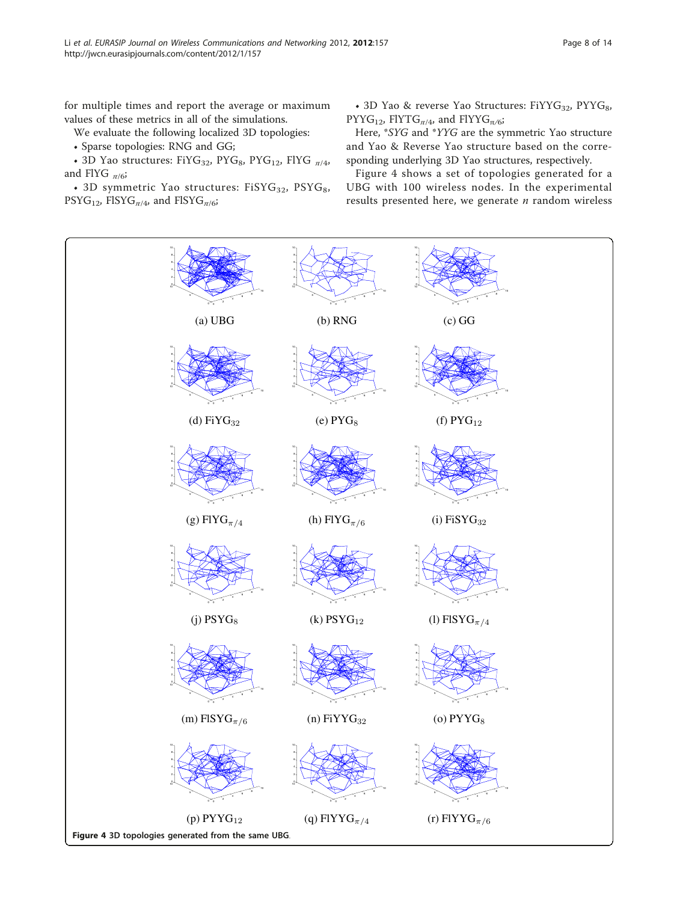for multiple times and report the average or maximum values of these metrics in all of the simulations.

We evaluate the following localized 3D topologies:

- Sparse topologies: RNG and GG;
- 3D Yao structures: $FiYG_{32}$, $PYG_8$, $PYG_{12}$, $FlYG_{\pi/4}$, and $FlYG_{\pi/6}$;
- 3D symmetric Yao structures: $FiSYG_{32}$, $PSYG_8$, $PSYG_{12}$, $FlSYG_{\pi/4}$, and $FlSYG_{\pi/6}$;
- 3D Yao & reverse Yao Structures: $FiYYG_{32}$, $PYYG_8$, $PYYG_{12}$, $FlYTG_{\pi/4}$, and $FlYYG_{\pi/6}$;

Here, *\*SYG* and *\*YYG* are the symmetric Yao structure and Yao & Reverse Yao structure based on the corresponding underlying 3D Yao structures, respectively.

Figure 4 shows a set of topologies generated for a UBG with 100 wireless nodes. In the experimental results presented here, we generate *n* random wireless

(a) UBG (b) RNG (c) GG (d) $FiYG_{32}$ (e) $PYG_8$ (f) $PYG_{12}$ (g) $FlYG_{\pi/4}$ (h) $FlYG_{\pi/6}$ (i) $FiSYG_{32}$ (j) $PSYG_8$ (k) $PSYG_{12}$ (l) $FlSYG_{\pi/4}$ (m) $FlSYG_{\pi/6}$ (n) $FiYYG_{32}$ (o) $PYYG_8$ (p) $PYYG_{12}$ (q) $FlYYG_{\pi/4}$ (r) $FlYYG_{\pi/6}$

**Figure 4** 3D topologies generated from the same UBG.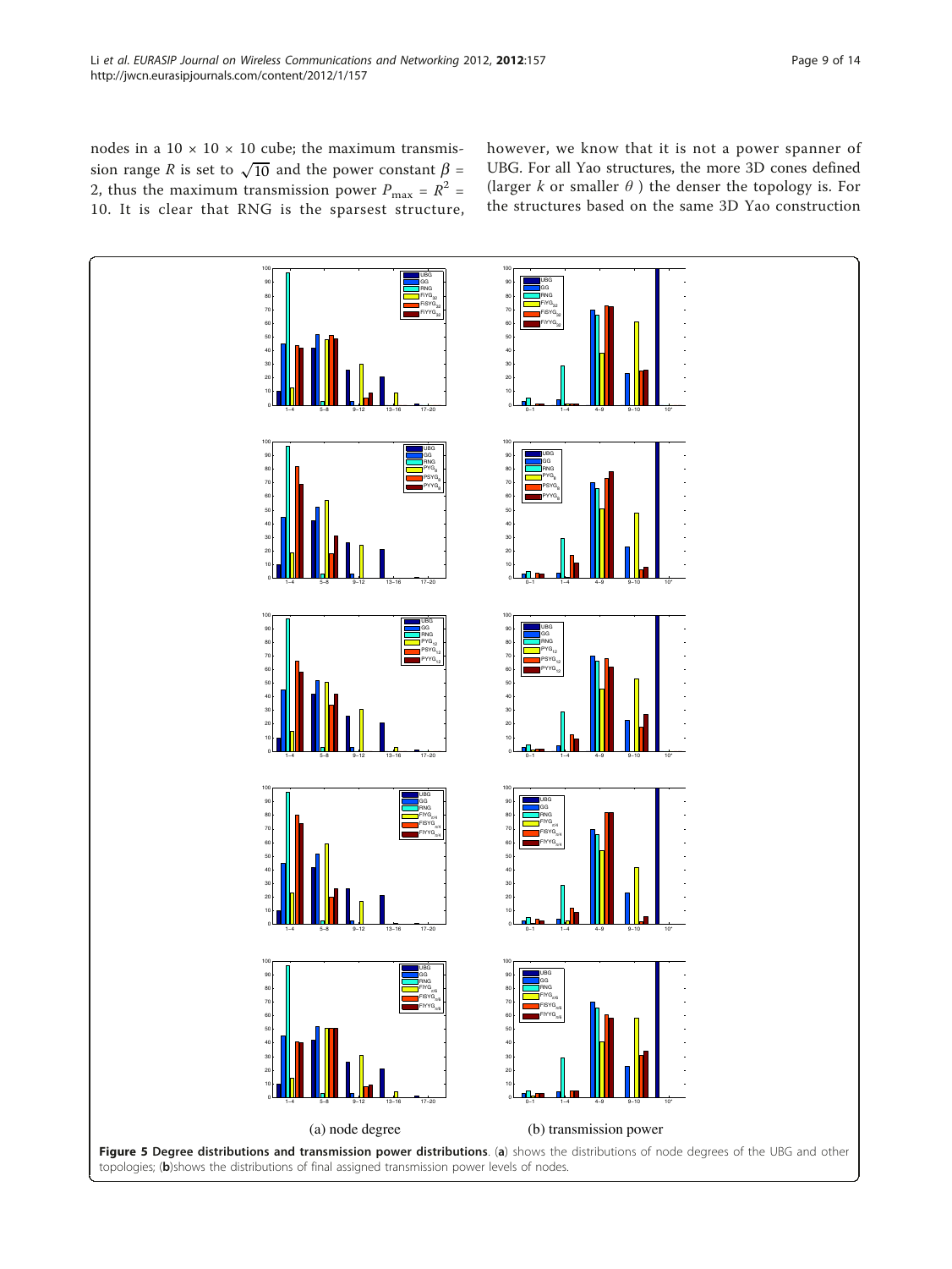nodes in a 10 × 10 × 10 cube; the maximum transmission range $R$ is set to $\sqrt{10}$ and the power constant $\beta = 2$, thus the maximum transmission power $P_{\max} = R^2 = 10$. It is clear that RNG is the sparsest structure, however, we know that it is not a power spanner of UBG. For all Yao structures, the more 3D cones defined (larger $k$ or smaller $\theta$ ) the denser the topology is. For the structures based on the same 3D Yao construction

**Figure 5 Degree distributions and transmission power distributions**. (**a**) shows the distributions of node degrees of the UBG and other topologies; (**b**)shows the distributions of final assigned transmission power levels of nodes.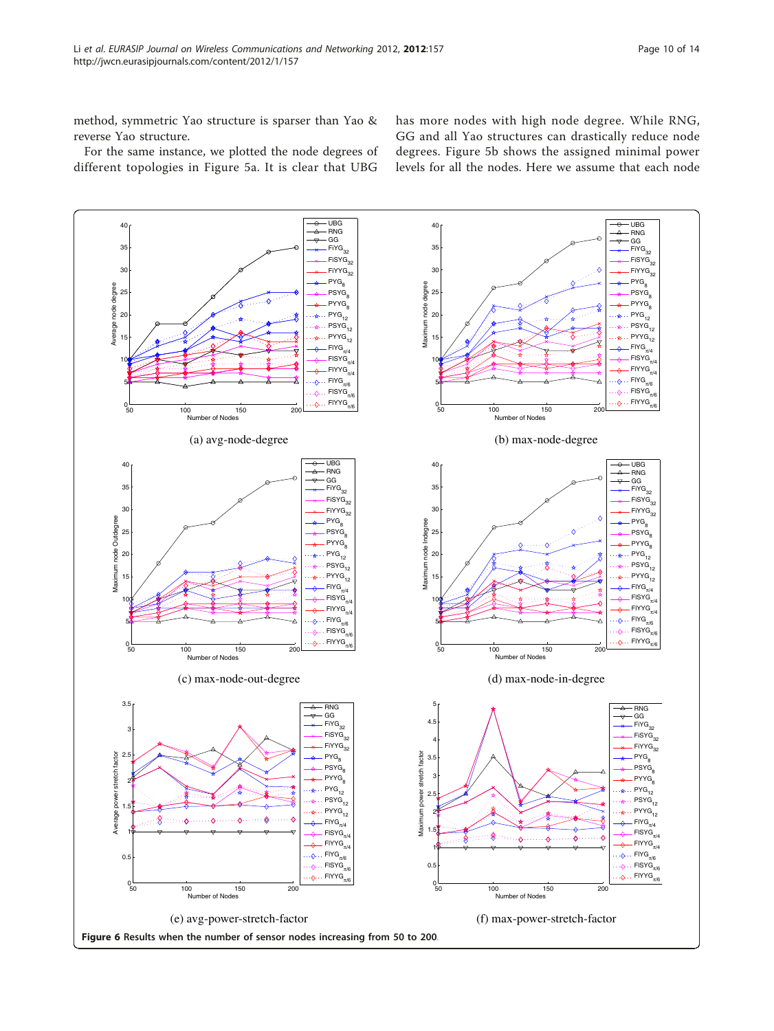method, symmetric Yao structure is sparser than Yao & reverse Yao structure.

For the same instance, we plotted the node degrees of different topologies in Figure 5a. It is clear that UBG has more nodes with high node degree. While RNG, GG and all Yao structures can drastically reduce node degrees. Figure 5b shows the assigned minimal power levels for all the nodes. Here we assume that each node

(a) avg-node-degree

(b) max-node-degree

(c) max-node-out-degree

(d) max-node-in-degree

(e) avg-power-stretch-factor

(f) max-power-stretch-factor

**Figure 6 Results when the number of sensor nodes increasing from 50 to 200.**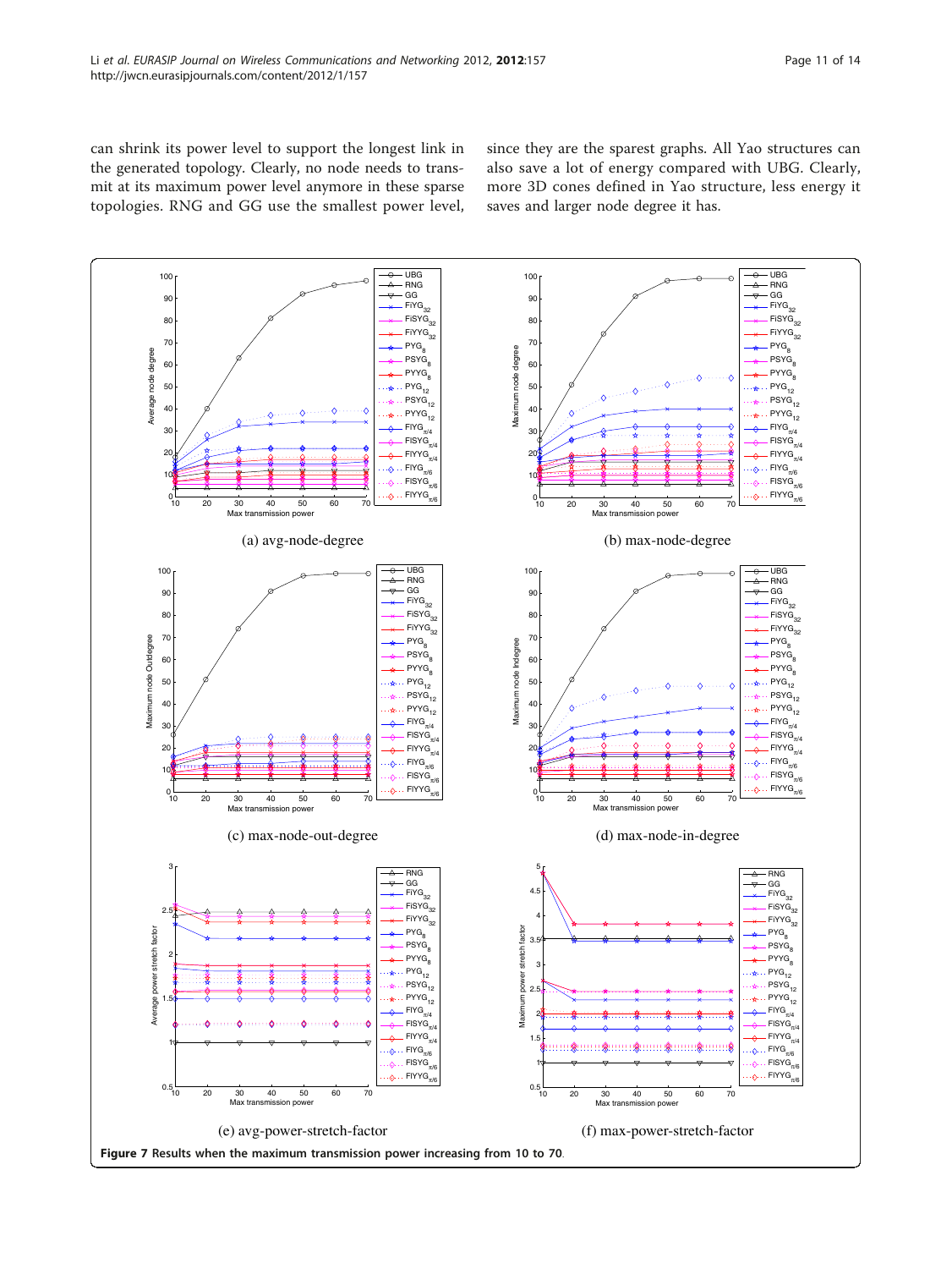can shrink its power level to support the longest link in the generated topology. Clearly, no node needs to transmit at its maximum power level anymore in these sparse topologies. RNG and GG use the smallest power level, since they are the sparest graphs. All Yao structures can also save a lot of energy compared with UBG. Clearly, more 3D cones defined in Yao structure, less energy it saves and larger node degree it has.

(a) avg-node-degree

(b) max-node-degree

(c) max-node-out-degree

(d) max-node-in-degree

(e) avg-power-stretch-factor

(f) max-power-stretch-factor

**Figure 7** Results when the maximum transmission power increasing from 10 to 70.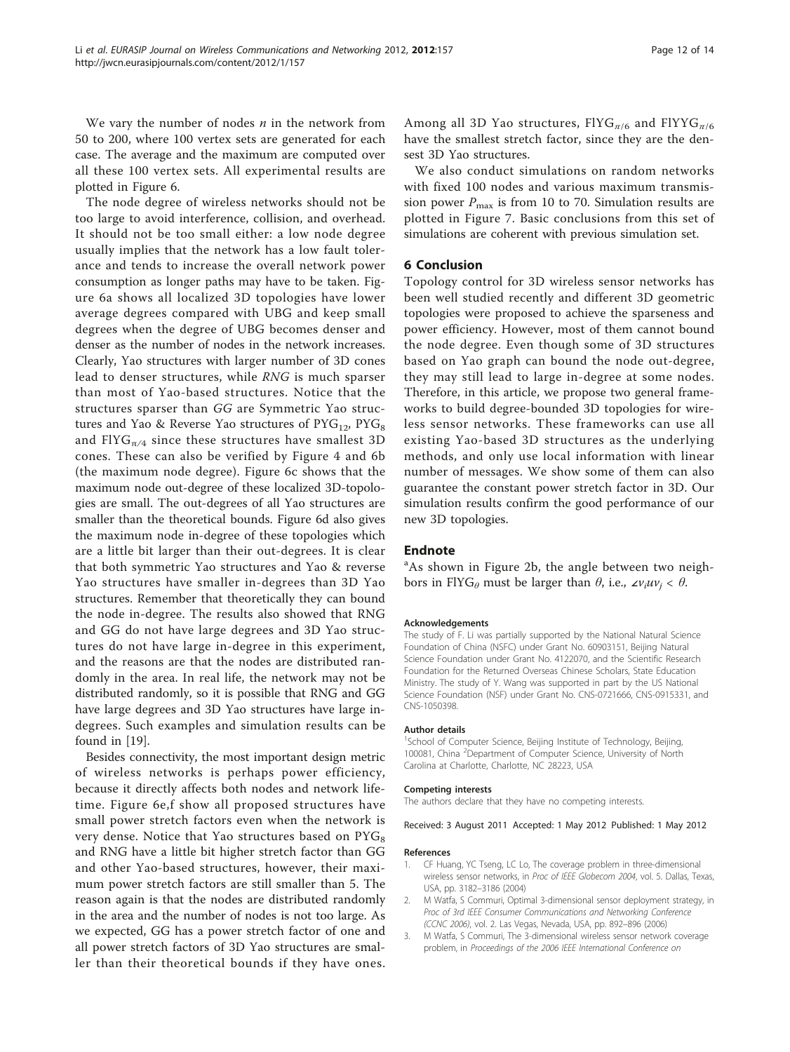We vary the number of nodes $n$ in the network from 50 to 200, where 100 vertex sets are generated for each case. The average and the maximum are computed over all these 100 vertex sets. All experimental results are plotted in Figure 6.

The node degree of wireless networks should not be too large to avoid interference, collision, and overhead. It should not be too small either: a low node degree usually implies that the network has a low fault tolerance and tends to increase the overall network power consumption as longer paths may have to be taken. Figure 6a shows all localized 3D topologies have lower average degrees compared with UBG and keep small degrees when the degree of UBG becomes denser and denser as the number of nodes in the network increases. Clearly, Yao structures with larger number of 3D cones lead to denser structures, while *RNG* is much sparser than most of Yao-based structures. Notice that the structures sparser than *GG* are Symmetric Yao structures and Yao & Reverse Yao structures of $PYG_{12}$, $PYG_8$ and $FlYG_{\pi/4}$ since these structures have smallest 3D cones. These can also be verified by Figure 4 and 6b (the maximum node degree). Figure 6c shows that the maximum node out-degree of these localized 3D-topologies are small. The out-degrees of all Yao structures are smaller than the theoretical bounds. Figure 6d also gives the maximum node in-degree of these topologies which are a little bit larger than their out-degrees. It is clear that both symmetric Yao structures and Yao & reverse Yao structures have smaller in-degrees than 3D Yao structures. Remember that theoretically they can bound the node in-degree. The results also showed that RNG and GG do not have large degrees and 3D Yao structures do not have large in-degree in this experiment, and the reasons are that the nodes are distributed randomly in the area. In real life, the network may not be distributed randomly, so it is possible that RNG and GG have large degrees and 3D Yao structures have large in-degrees. Such examples and simulation results can be found in [19].

Besides connectivity, the most important design metric of wireless networks is perhaps power efficiency, because it directly affects both nodes and network lifetime. Figure 6e,f show all proposed structures have small power stretch factors even when the network is very dense. Notice that Yao structures based on $PYG_8$ and RNG have a little bit higher stretch factor than GG and other Yao-based structures, however, their maximum power stretch factors are still smaller than 5. The reason again is that the nodes are distributed randomly in the area and the number of nodes is not too large. As we expected, GG has a power stretch factor of one and all power stretch factors of 3D Yao structures are smaller than their theoretical bounds if they have ones. Among all 3D Yao structures, $FlYG_{\pi/6}$ and $FlYYG_{\pi/6}$ have the smallest stretch factor, since they are the densest 3D Yao structures.

We also conduct simulations on random networks with fixed 100 nodes and various maximum transmission power $P_{\max}$ is from 10 to 70. Simulation results are plotted in Figure 7. Basic conclusions from this set of simulations are coherent with previous simulation set.

## 6 Conclusion

Topology control for 3D wireless sensor networks has been well studied recently and different 3D geometric topologies were proposed to achieve the sparseness and power efficiency. However, most of them cannot bound the node degree. Even though some of 3D structures based on Yao graph can bound the node out-degree, they may still lead to large in-degree at some nodes. Therefore, in this article, we propose two general frameworks to build degree-bounded 3D topologies for wireless sensor networks. These frameworks can use all existing Yao-based 3D structures as the underlying methods, and only use local information with linear number of messages. We show some of them can also guarantee the constant power stretch factor in 3D. Our simulation results confirm the good performance of our new 3D topologies.

## Endnote

[a]As shown in Figure 2b, the angle between two neighbors in $FlYG_\theta$ must be larger than $\theta$, i.e., $\angle v_i u v_j < \theta$.

#### Acknowledgements

The study of F. Li was partially supported by the National Natural Science Foundation of China (NSFC) under Grant No. 60903151, Beijing Natural Science Foundation under Grant No. 4122070, and the Scientific Research Foundation for the Returned Overseas Chinese Scholars, State Education Ministry. The study of Y. Wang was supported in part by the US National Science Foundation (NSF) under Grant No. CNS-0721666, CNS-0915331, and CNS-1050398.

#### Author details

[1]School of Computer Science, Beijing Institute of Technology, Beijing, 100081, China [2]Department of Computer Science, University of North Carolina at Charlotte, Charlotte, NC 28223, USA

#### Competing interests

The authors declare that they have no competing interests.

Received: 3 August 2011 Accepted: 1 May 2012 Published: 1 May 2012

#### References

1. CF Huang, YC Tseng, LC Lo, The coverage problem in three-dimensional wireless sensor networks, in *Proc of IEEE Globecom 2004*, vol. 5. Dallas, Texas, USA, pp. 3182–3186 (2004)
2. M Watfa, S Commuri, Optimal 3-dimensional sensor deployment strategy, in *Proc of 3rd IEEE Consumer Communications and Networking Conference (CCNC 2006)*, vol. 2. Las Vegas, Nevada, USA, pp. 892–896 (2006)
3. M Watfa, S Commuri, The 3-dimensional wireless sensor network coverage problem, in *Proceedings of the 2006 IEEE International Conference on*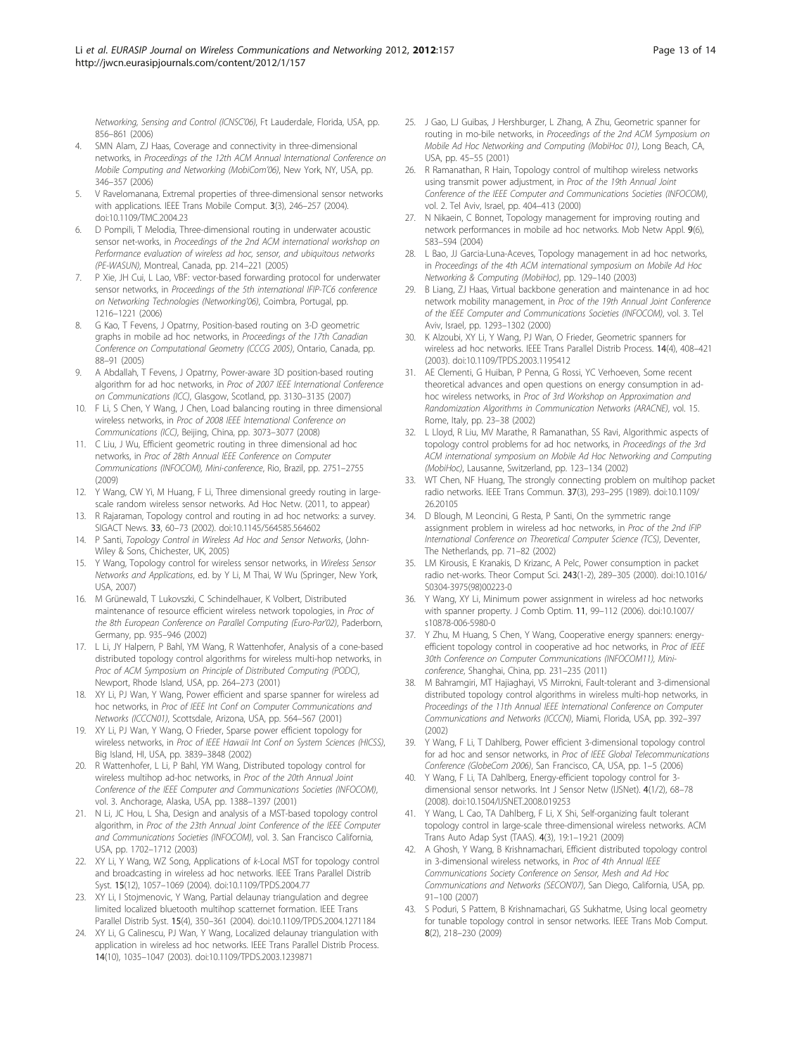Networking, Sensing and Control (ICNSC'06)*, Ft Lauderdale, Florida, USA, pp. 856–861 (2006)

4. SMN Alam, ZJ Haas, Coverage and connectivity in three-dimensional networks, in *Proceedings of the 12th ACM Annual International Conference on Mobile Computing and Networking (MobiCom'06)*, New York, NY, USA, pp. 346–357 (2006)
5. V Ravelomanana, Extremal properties of three-dimensional sensor networks with applications. IEEE Trans Mobile Comput. **3**(3), 246–257 (2004). doi:10.1109/TMC.2004.23
6. D Pompili, T Melodia, Three-dimensional routing in underwater acoustic sensor net-works, in *Proceedings of the 2nd ACM international workshop on Performance evaluation of wireless ad hoc, sensor, and ubiquitous networks (PE-WASUN)*, Montreal, Canada, pp. 214–221 (2005)
7. P Xie, JH Cui, L Lao, VBF: vector-based forwarding protocol for underwater sensor networks, in *Proceedings of the 5th international IFIP-TC6 conference on Networking Technologies (Networking'06)*, Coimbra, Portugal, pp. 1216–1221 (2006)
8. G Kao, T Fevens, J Opatrny, Position-based routing on 3-D geometric graphs in mobile ad hoc networks, in *Proceedings of the 17th Canadian Conference on Computational Geometry (CCCG 2005)*, Ontario, Canada, pp. 88–91 (2005)
9. A Abdallah, T Fevens, J Opatrny, Power-aware 3D position-based routing algorithm for ad hoc networks, in *Proc of 2007 IEEE International Conference on Communications (ICC)*, Glasgow, Scotland, pp. 3130–3135 (2007)
10. F Li, S Chen, Y Wang, J Chen, Load balancing routing in three dimensional wireless networks, in *Proc of 2008 IEEE International Conference on Communications (ICC)*, Beijing, China, pp. 3073–3077 (2008)
11. C Liu, J Wu, Efficient geometric routing in three dimensional ad hoc networks, in *Proc of 28th Annual IEEE Conference on Computer Communications (INFOCOM), Mini-conference*, Rio, Brazil, pp. 2751–2755 (2009)
12. Y Wang, CW Yi, M Huang, F Li, Three dimensional greedy routing in large-scale random wireless sensor networks. Ad Hoc Netw. (2011, to appear)
13. R Rajaraman, Topology control and routing in ad hoc networks: a survey. SIGACT News. **33**, 60–73 (2002). doi:10.1145/564585.564602
14. P Santi, *Topology Control in Wireless Ad Hoc and Sensor Networks*, (John-Wiley & Sons, Chichester, UK, 2005)
15. Y Wang, Topology control for wireless sensor networks, in *Wireless Sensor Networks and Applications*, ed. by Y Li, M Thai, W Wu (Springer, New York, USA, 2007)
16. M Grünewald, T Lukovszki, C Schindelhauer, K Volbert, Distributed maintenance of resource efficient wireless network topologies, in *Proc of the 8th European Conference on Parallel Computing (Euro-Par'02)*, Paderborn, Germany, pp. 935–946 (2002)
17. L Li, JY Halpern, P Bahl, YM Wang, R Wattenhofer, Analysis of a cone-based distributed topology control algorithms for wireless multi-hop networks, in *Proc of ACM Symposium on Principle of Distributed Computing (PODC)*, Newport, Rhode Island, USA, pp. 264–273 (2001)
18. XY Li, PJ Wan, Y Wang, Power efficient and sparse spanner for wireless ad hoc networks, in *Proc of IEEE Int Conf on Computer Communications and Networks (ICCCN01)*, Scottsdale, Arizona, USA, pp. 564–567 (2001)
19. XY Li, PJ Wan, Y Wang, O Frieder, Sparse power efficient topology for wireless networks, in *Proc of IEEE Hawaii Int Conf on System Sciences (HICSS)*, Big Island, HI, USA, pp. 3839–3848 (2002)
20. R Wattenhofer, L Li, P Bahl, YM Wang, Distributed topology control for wireless multihop ad-hoc networks, in *Proc of the 20th Annual Joint Conference of the IEEE Computer and Communications Societies (INFOCOM)*, vol. 3. Anchorage, Alaska, USA, pp. 1388–1397 (2001)
21. N Li, JC Hou, L Sha, Design and analysis of a MST-based topology control algorithm, in *Proc of the 23th Annual Joint Conference of the IEEE Computer and Communications Societies (INFOCOM)*, vol. 3. San Francisco California, USA, pp. 1702–1712 (2003)
22. XY Li, Y Wang, WZ Song, Applications of *k*-Local MST for topology control and broadcasting in wireless ad hoc networks. IEEE Trans Parallel Distrib Syst. **15**(12), 1057–1069 (2004). doi:10.1109/TPDS.2004.77
23. XY Li, I Stojmenovic, Y Wang, Partial delaunay triangulation and degree limited localized bluetooth multihop scatternet formation. IEEE Trans Parallel Distrib Syst. **15**(4), 350–361 (2004). doi:10.1109/TPDS.2004.1271184
24. XY Li, G Calinescu, PJ Wan, Y Wang, Localized delaunay triangulation with application in wireless ad hoc networks. IEEE Trans Parallel Distrib Process. **14**(10), 1035–1047 (2003). doi:10.1109/TPDS.2003.1239871
25. J Gao, LJ Guibas, J Hershburger, L Zhang, A Zhu, Geometric spanner for routing in mo-bile networks, in *Proceedings of the 2nd ACM Symposium on Mobile Ad Hoc Networking and Computing (MobiHoc 01)*, Long Beach, CA, USA, pp. 45–55 (2001)
26. R Ramanathan, R Hain, Topology control of multihop wireless networks using transmit power adjustment, in *Proc of the 19th Annual Joint Conference of the IEEE Computer and Communications Societies (INFOCOM)*, vol. 2. Tel Aviv, Israel, pp. 404–413 (2000)
27. N Nikaein, C Bonnet, Topology management for improving routing and network performances in mobile ad hoc networks. Mob Netw Appl. **9**(6), 583–594 (2004)
28. L Bao, JJ Garcia-Luna-Aceves, Topology management in ad hoc networks, in *Proceedings of the 4th ACM international symposium on Mobile Ad Hoc Networking & Computing (MobiHoc)*, pp. 129–140 (2003)
29. B Liang, ZJ Haas, Virtual backbone generation and maintenance in ad hoc network mobility management, in *Proc of the 19th Annual Joint Conference of the IEEE Computer and Communications Societies (INFOCOM)*, vol. 3. Tel Aviv, Israel, pp. 1293–1302 (2000)
30. K Alzoubi, XY Li, Y Wang, PJ Wan, O Frieder, Geometric spanners for wireless ad hoc networks. IEEE Trans Parallel Distrib Process. **14**(4), 408–421 (2003). doi:10.1109/TPDS.2003.1195412
31. AE Clementi, G Huiban, P Penna, G Rossi, YC Verhoeven, Some recent theoretical advances and open questions on energy consumption in ad-hoc wireless networks, in *Proc of 3rd Workshop on Approximation and Randomization Algorithms in Communication Networks (ARACNE)*, vol. 15. Rome, Italy, pp. 23–38 (2002)
32. L Lloyd, R Liu, MV Marathe, R Ramanathan, SS Ravi, Algorithmic aspects of topology control problems for ad hoc networks, in *Proceedings of the 3rd ACM international symposium on Mobile Ad Hoc Networking and Computing (MobiHoc)*, Lausanne, Switzerland, pp. 123–134 (2002)
33. WT Chen, NF Huang, The strongly connecting problem on multihop packet radio networks. IEEE Trans Commun. **37**(3), 293–295 (1989). doi:10.1109/26.20105
34. D Blough, M Leoncini, G Resta, P Santi, On the symmetric range assignment problem in wireless ad hoc networks, in *Proc of the 2nd IFIP International Conference on Theoretical Computer Science (TCS)*, Deventer, The Netherlands, pp. 71–82 (2002)
35. LM Kirousis, E Kranakis, D Krizanc, A Pelc, Power consumption in packet radio net-works. Theor Comput Sci. **243**(1-2), 289–305 (2000). doi:10.1016/S0304-3975(98)00223-0
36. Y Wang, XY Li, Minimum power assignment in wireless ad hoc networks with spanner property. J Comb Optim. **11**, 99–112 (2006). doi:10.1007/s10878-006-5980-0
37. Y Zhu, M Huang, S Chen, Y Wang, Cooperative energy spanners: energy-efficient topology control in cooperative ad hoc networks, in *Proc of IEEE 30th Conference on Computer Communications (INFOCOM11), Mini-conference*, Shanghai, China, pp. 231–235 (2011)
38. M Bahramgiri, MT Hajiaghayi, VS Mirrokni, Fault-tolerant and 3-dimensional distributed topology control algorithms in wireless multi-hop networks, in *Proceedings of the 11th Annual IEEE International Conference on Computer Communications and Networks (ICCCN)*, Miami, Florida, USA, pp. 392–397 (2002)
39. Y Wang, F Li, T Dahlberg, Power efficient 3-dimensional topology control for ad hoc and sensor networks, in *Proc of IEEE Global Telecommunications Conference (GlobeCom 2006)*, San Francisco, CA, USA, pp. 1–5 (2006)
40. Y Wang, F Li, TA Dahlberg, Energy-efficient topology control for 3-dimensional sensor networks. Int J Sensor Netw (IJSNet). **4**(1/2), 68–78 (2008). doi:10.1504/IJSNET.2008.019253
41. Y Wang, L Cao, TA Dahlberg, F Li, X Shi, Self-organizing fault tolerant topology control in large-scale three-dimensional wireless networks. ACM Trans Auto Adap Syst (TAAS). **4**(3), 19:1–19:21 (2009)
42. A Ghosh, Y Wang, B Krishnamachari, Efficient distributed topology control in 3-dimensional wireless networks, in *Proc of 4th Annual IEEE Communications Society Conference on Sensor, Mesh and Ad Hoc Communications and Networks (SECON'07)*, San Diego, California, USA, pp. 91–100 (2007)
43. S Poduri, S Pattem, B Krishnamachari, GS Sukhatme, Using local geometry for tunable topology control in sensor networks. IEEE Trans Mob Comput. **8**(2), 218–230 (2009)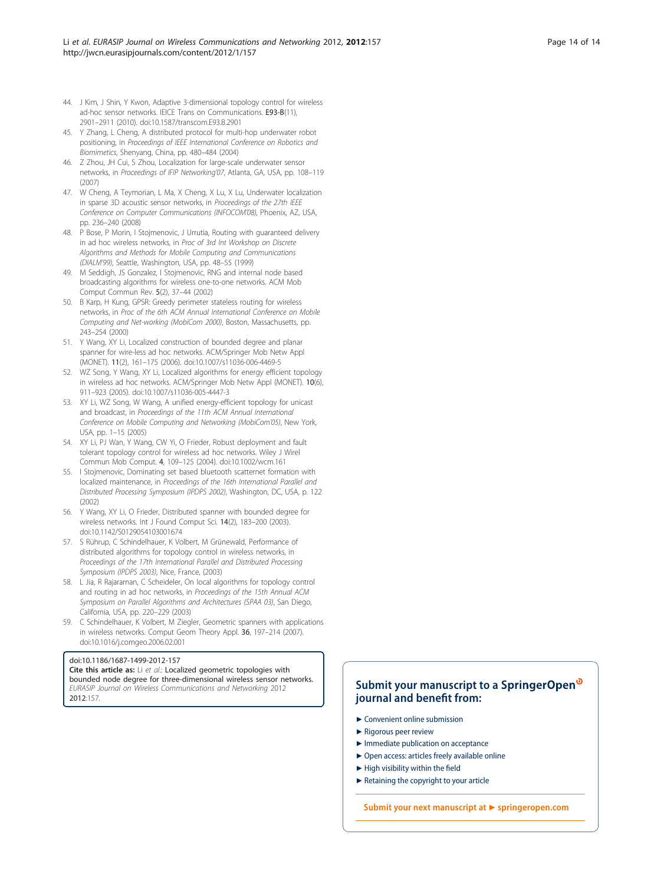44. J Kim, J Shin, Y Kwon, Adaptive 3-dimensional topology control for wireless ad-hoc sensor networks. IEICE Trans on Communications. **E93-B**(11), 2901–2911 (2010). doi:10.1587/transcom.E93.B.2901
45. Y Zhang, L Cheng, A distributed protocol for multi-hop underwater robot positioning, in *Proceedings of IEEE International Conference on Robotics and Biomimetics*, Shenyang, China, pp. 480–484 (2004)
46. Z Zhou, JH Cui, S Zhou, Localization for large-scale underwater sensor networks, in *Proceedings of IFIP Networking'07*, Atlanta, GA, USA, pp. 108–119 (2007)
47. W Cheng, A Teymorian, L Ma, X Cheng, X Lu, X Lu, Underwater localization in sparse 3D acoustic sensor networks, in *Proceedings of the 27th IEEE Conference on Computer Communications (INFOCOM'08)*, Phoenix, AZ, USA, pp. 236–240 (2008)
48. P Bose, P Morin, I Stojmenovic, J Urrutia, Routing with guaranteed delivery in ad hoc wireless networks, in *Proc of 3rd Int Workshop on Discrete Algorithms and Methods for Mobile Computing and Communications (DIALM'99)*, Seattle, Washington, USA, pp. 48–55 (1999)
49. M Seddigh, JS Gonzalez, I Stojmenovic, RNG and internal node based broadcasting algorithms for wireless one-to-one networks. ACM Mob Comput Commun Rev. **5**(2), 37–44 (2002)
50. B Karp, H Kung, GPSR: Greedy perimeter stateless routing for wireless networks, in *Proc of the 6th ACM Annual International Conference on Mobile Computing and Net-working (MobiCom 2000)*, Boston, Massachusetts, pp. 243–254 (2000)
51. Y Wang, XY Li, Localized construction of bounded degree and planar spanner for wire-less ad hoc networks. ACM/Springer Mob Netw Appl (MONET). **11**(2), 161–175 (2006). doi:10.1007/s11036-006-4469-5
52. WZ Song, Y Wang, XY Li, Localized algorithms for energy efficient topology in wireless ad hoc networks. ACM/Springer Mob Netw Appl (MONET). **10**(6), 911–923 (2005). doi:10.1007/s11036-005-4447-3
53. XY Li, WZ Song, W Wang, A unified energy-efficient topology for unicast and broadcast, in *Proceedings of the 11th ACM Annual International Conference on Mobile Computing and Networking (MobiCom'05)*, New York, USA, pp. 1–15 (2005)
54. XY Li, PJ Wan, Y Wang, CW Yi, O Frieder, Robust deployment and fault tolerant topology control for wireless ad hoc networks. Wiley J Wirel Commun Mob Comput. **4**, 109–125 (2004). doi:10.1002/wcm.161
55. I Stojmenovic, Dominating set based bluetooth scatternet formation with localized maintenance, in *Proceedings of the 16th International Parallel and Distributed Processing Symposium (IPDPS 2002)*, Washington, DC, USA, p. 122 (2002)
56. Y Wang, XY Li, O Frieder, Distributed spanner with bounded degree for wireless networks. Int J Found Comput Sci. **14**(2), 183–200 (2003). doi:10.1142/S0129054103001674
57. S Rührup, C Schindelhauer, K Volbert, M Grünewald, Performance of distributed algorithms for topology control in wireless networks, in *Proceedings of the 17th International Parallel and Distributed Processing Symposium (IPDPS 2003)*, Nice, France, (2003)
58. L Jia, R Rajaraman, C Scheideler, On local algorithms for topology control and routing in ad hoc networks, in *Proceedings of the 15th Annual ACM Symposium on Parallel Algorithms and Architectures (SPAA 03)*, San Diego, California, USA, pp. 220–229 (2003)
59. C Schindelhauer, K Volbert, M Ziegler, Geometric spanners with applications in wireless networks. Comput Geom Theory Appl. **36**, 197–214 (2007). doi:10.1016/j.comgeo.2006.02.001

doi:10.1186/1687-1499-2012-157
**Cite this article as:** Li *et al.*: Localized geometric topologies with bounded node degree for three-dimensional wireless sensor networks. *EURASIP Journal on Wireless Communications and Networking* 2012 **2012**:157.

**Submit your manuscript to a SpringerOpen journal and benefit from:**

- ► Convenient online submission
- ► Rigorous peer review
- ► Immediate publication on acceptance
- ► Open access: articles freely available online
- ► High visibility within the field
- ► Retaining the copyright to your article

**Submit your next manuscript at ► springeropen.com**